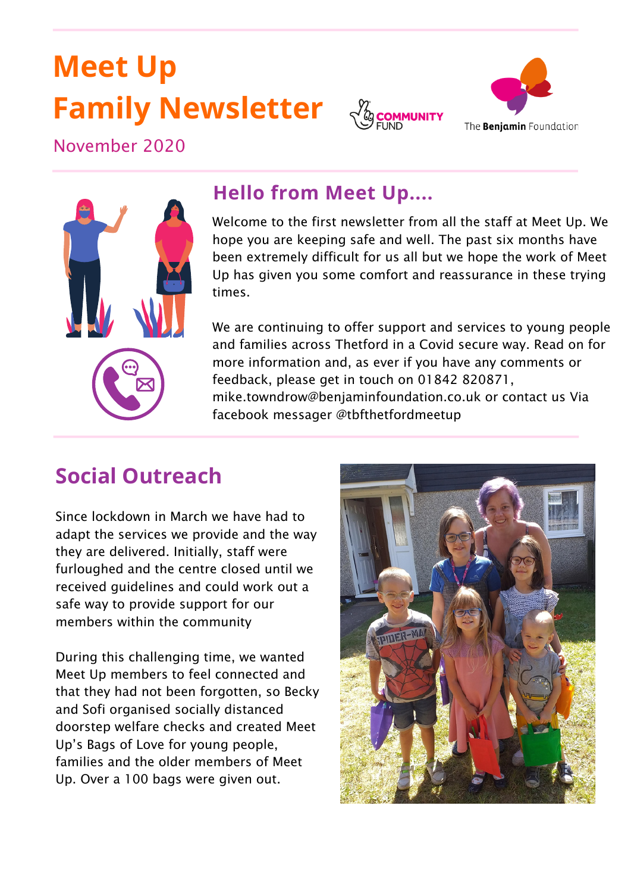# Meet Up Family Newsletter

November 2020

COMMUNITY FUND

The Benjamin Foundation

## Hello from Meet Up....

Welcome to the first newsletter from all the staff at Meet Up. We hope you are keeping safe and well. The past six months have been extremely difficult for us all but we hope the work of Meet Up has given you some comfort and reassurance in these trying times.

We are continuing to offer support and services to young people and families across Thetford in a Covid secure way. Read on for more information and, as ever if you have any comments or feedback, please get in touch on 01842 820871, mike.towndrow@benjaminfoundation.co.uk or contact us Via facebook messager @tbfthetfordmeetup

## Social Outreach

Since lockdown in March we have had to adapt the services we provide and the way they are delivered. Initially, staff were furloughed and the centre closed until we received guidelines and could work out a safe way to provide support for our members within the community

During this challenging time, we wanted Meet Up members to feel connected and that they had not been forgotten, so Becky and Sofi organised socially distanced doorstep welfare checks and created Meet Up's Bags of Love for young people, families and the older members of Meet Up. Over a 100 bags were given out.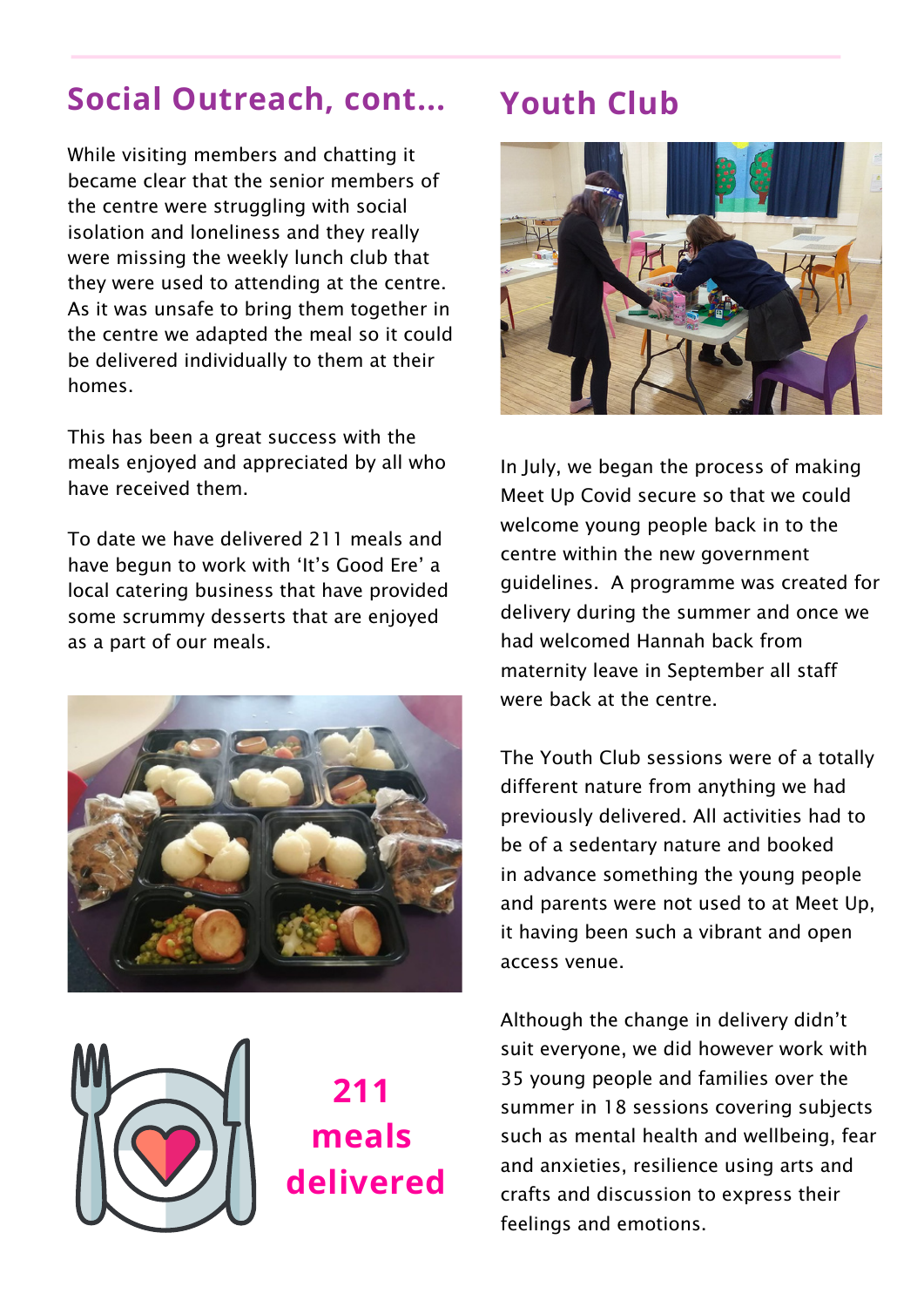## Social Outreach, cont...

While visiting members and chatting it became clear that the senior members of the centre were struggling with social isolation and loneliness and they really were missing the weekly lunch club that they were used to attending at the centre. As it was unsafe to bring them together in the centre we adapted the meal so it could be delivered individually to them at their homes.

This has been a great success with the meals enjoyed and appreciated by all who have received them.

To date we have delivered 211 meals and have begun to work with 'It's Good Ere' a local catering business that have provided some scrummy desserts that are enjoyed as a part of our meals.

**211 meals delivered**

## Youth Club

In July, we began the process of making Meet Up Covid secure so that we could welcome young people back in to the centre within the new government guidelines. A programme was created for delivery during the summer and once we had welcomed Hannah back from maternity leave in September all staff were back at the centre.

The Youth Club sessions were of a totally different nature from anything we had previously delivered. All activities had to be of a sedentary nature and booked in advance something the young people and parents were not used to at Meet Up, it having been such a vibrant and open access venue.

Although the change in delivery didn't suit everyone, we did however work with 35 young people and families over the summer in 18 sessions covering subjects such as mental health and wellbeing, fear and anxieties, resilience using arts and crafts and discussion to express their feelings and emotions.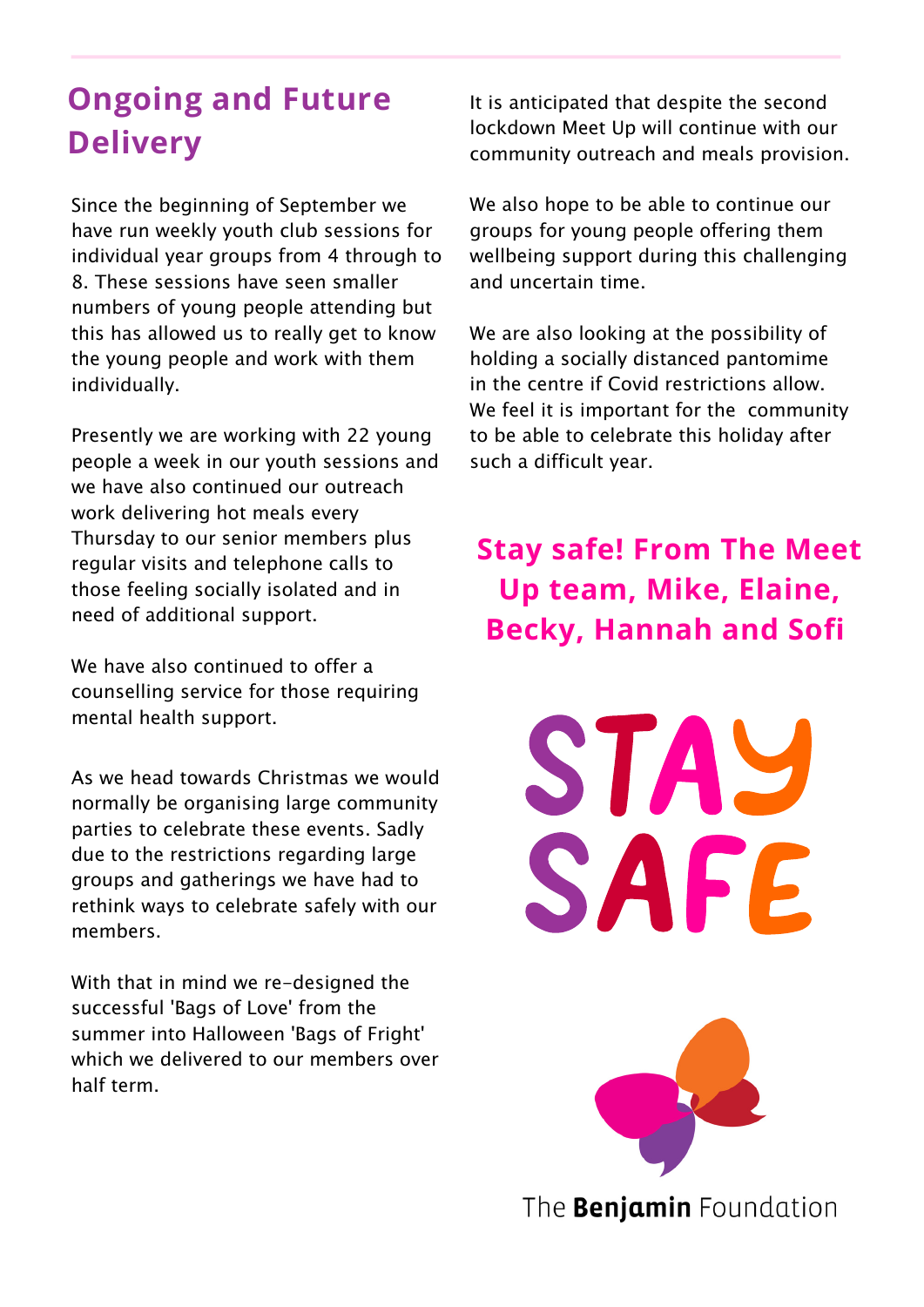## Ongoing and Future Delivery

Since the beginning of September we have run weekly youth club sessions for individual year groups from 4 through to 8. These sessions have seen smaller numbers of young people attending but this has allowed us to really get to know the young people and work with them individually.

Presently we are working with 22 young people a week in our youth sessions and we have also continued our outreach work delivering hot meals every Thursday to our senior members plus regular visits and telephone calls to those feeling socially isolated and in need of additional support.

We have also continued to offer a counselling service for those requiring mental health support.

As we head towards Christmas we would normally be organising large community parties to celebrate these events. Sadly due to the restrictions regarding large groups and gatherings we have had to rethink ways to celebrate safely with our members.

With that in mind we re-designed the successful 'Bags of Love' from the summer into Halloween 'Bags of Fright' which we delivered to our members over half term.

It is anticipated that despite the second lockdown Meet Up will continue with our community outreach and meals provision.

We also hope to be able to continue our groups for young people offering them wellbeing support during this challenging and uncertain time.

We are also looking at the possibility of holding a socially distanced pantomime in the centre if Covid restrictions allow. We feel it is important for the community to be able to celebrate this holiday after such a difficult year.

**Stay safe! From The Meet Up team, Mike, Elaine, Becky, Hannah and Sofi**

STAY SAFE

The **Benjamin** Foundation